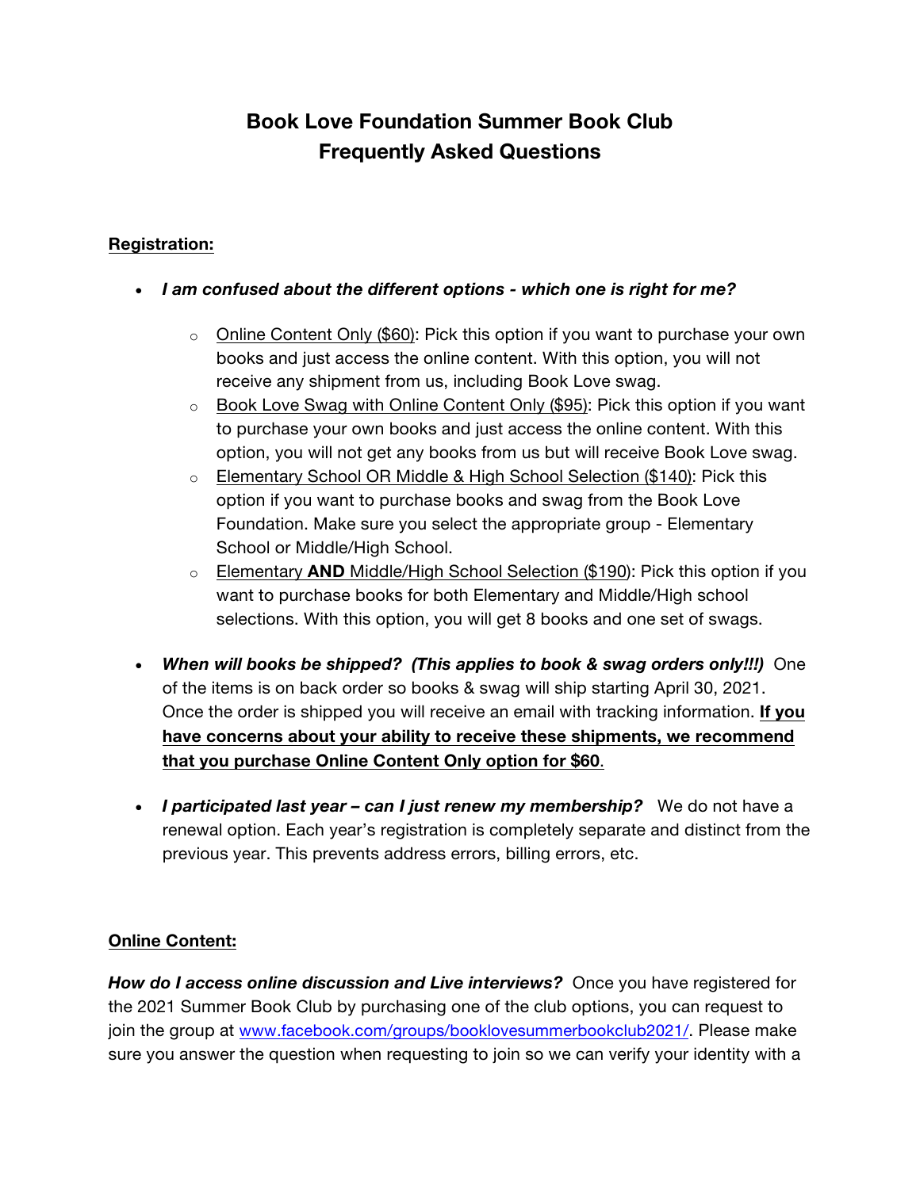# Book Love Foundation Summer Book Club
# Frequently Asked Questions

## Registration:

- ***I am confused about the different options - which one is right for me?***
  - Online Content Only ($60): Pick this option if you want to purchase your own books and just access the online content. With this option, you will not receive any shipment from us, including Book Love swag.
  - Book Love Swag with Online Content Only ($95): Pick this option if you want to purchase your own books and just access the online content. With this option, you will not get any books from us but will receive Book Love swag.
  - Elementary School OR Middle & High School Selection ($140): Pick this option if you want to purchase books and swag from the Book Love Foundation. Make sure you select the appropriate group - Elementary School or Middle/High School.
  - Elementary **AND** Middle/High School Selection ($190): Pick this option if you want to purchase books for both Elementary and Middle/High school selections. With this option, you will get 8 books and one set of swags.

- ***When will books be shipped? (This applies to book & swag orders only!!!)*** One of the items is on back order so books & swag will ship starting April 30, 2021. Once the order is shipped you will receive an email with tracking information. **If you have concerns about your ability to receive these shipments, we recommend that you purchase Online Content Only option for $60**.

- ***I participated last year – can I just renew my membership?*** We do not have a renewal option. Each year's registration is completely separate and distinct from the previous year. This prevents address errors, billing errors, etc.

## Online Content:

***How do I access online discussion and Live interviews?*** Once you have registered for the 2021 Summer Book Club by purchasing one of the club options, you can request to join the group at www.facebook.com/groups/booklovesummerbookclub2021/. Please make sure you answer the question when requesting to join so we can verify your identity with a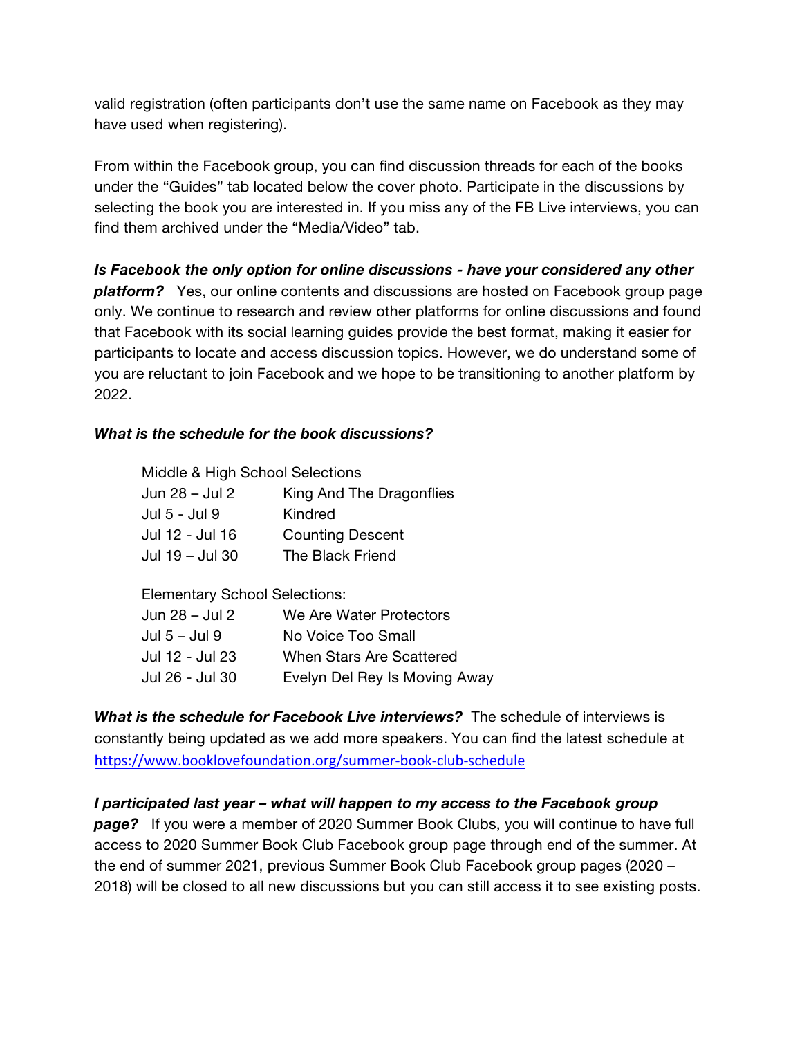valid registration (often participants don't use the same name on Facebook as they may have used when registering).

From within the Facebook group, you can find discussion threads for each of the books under the "Guides" tab located below the cover photo. Participate in the discussions by selecting the book you are interested in. If you miss any of the FB Live interviews, you can find them archived under the "Media/Video" tab.

***Is Facebook the only option for online discussions - have your considered any other platform?*** Yes, our online contents and discussions are hosted on Facebook group page only. We continue to research and review other platforms for online discussions and found that Facebook with its social learning guides provide the best format, making it easier for participants to locate and access discussion topics. However, we do understand some of you are reluctant to join Facebook and we hope to be transitioning to another platform by 2022.

***What is the schedule for the book discussions?***

Middle & High School Selections

| | |
|---|---|
| Jun 28 – Jul 2 | King And The Dragonflies |
| Jul 5 - Jul 9 | Kindred |
| Jul 12 - Jul 16 | Counting Descent |
| Jul 19 – Jul 30 | The Black Friend |

Elementary School Selections:

| | |
|---|---|
| Jun 28 – Jul 2 | We Are Water Protectors |
| Jul 5 – Jul 9 | No Voice Too Small |
| Jul 12 - Jul 23 | When Stars Are Scattered |
| Jul 26 - Jul 30 | Evelyn Del Rey Is Moving Away |

***What is the schedule for Facebook Live interviews?*** The schedule of interviews is constantly being updated as we add more speakers. You can find the latest schedule at https://www.booklovefoundation.org/summer-book-club-schedule

***I participated last year – what will happen to my access to the Facebook group page?*** If you were a member of 2020 Summer Book Clubs, you will continue to have full access to 2020 Summer Book Club Facebook group page through end of the summer. At the end of summer 2021, previous Summer Book Club Facebook group pages (2020 – 2018) will be closed to all new discussions but you can still access it to see existing posts.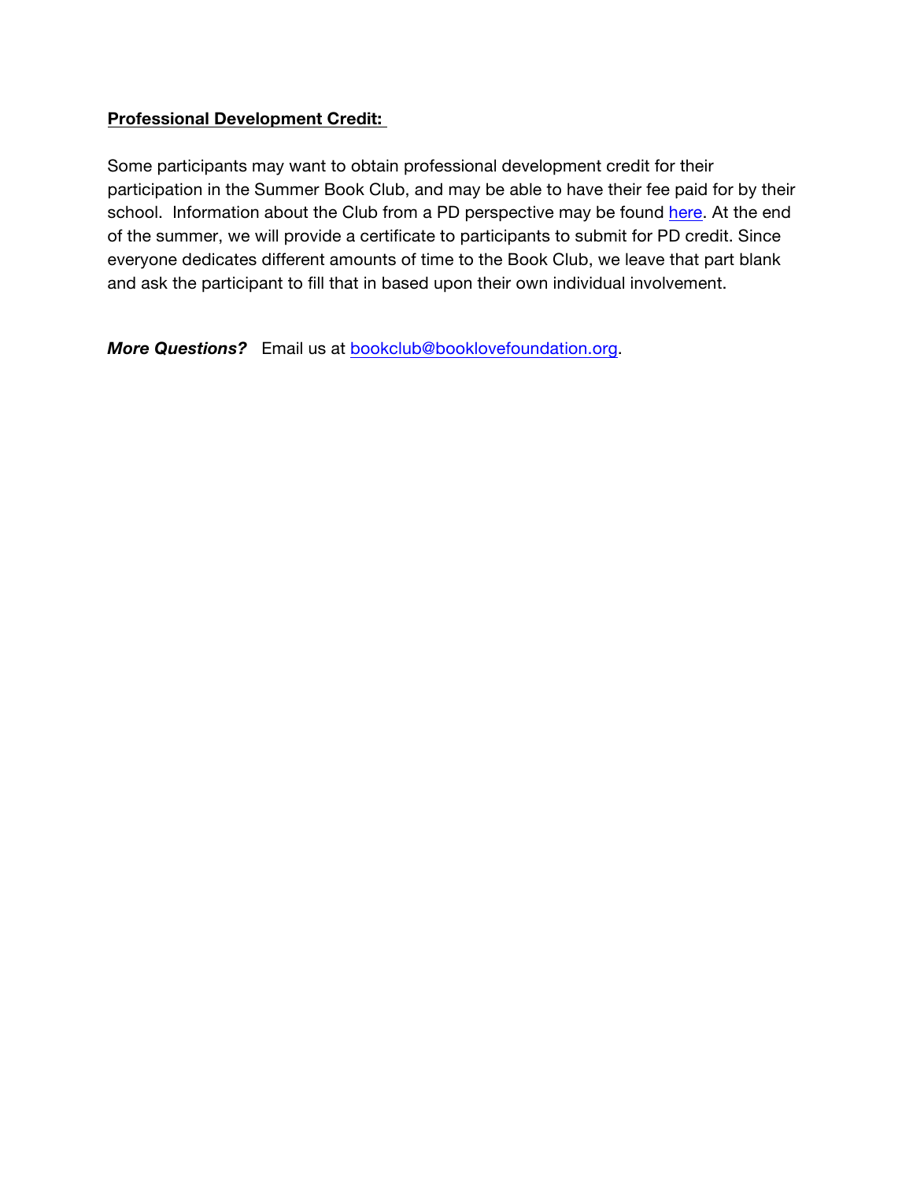**Professional Development Credit:**

Some participants may want to obtain professional development credit for their participation in the Summer Book Club, and may be able to have their fee paid for by their school. Information about the Club from a PD perspective may be found here. At the end of the summer, we will provide a certificate to participants to submit for PD credit. Since everyone dedicates different amounts of time to the Book Club, we leave that part blank and ask the participant to fill that in based upon their own individual involvement.

***More Questions?*** Email us at bookclub@booklovefoundation.org.